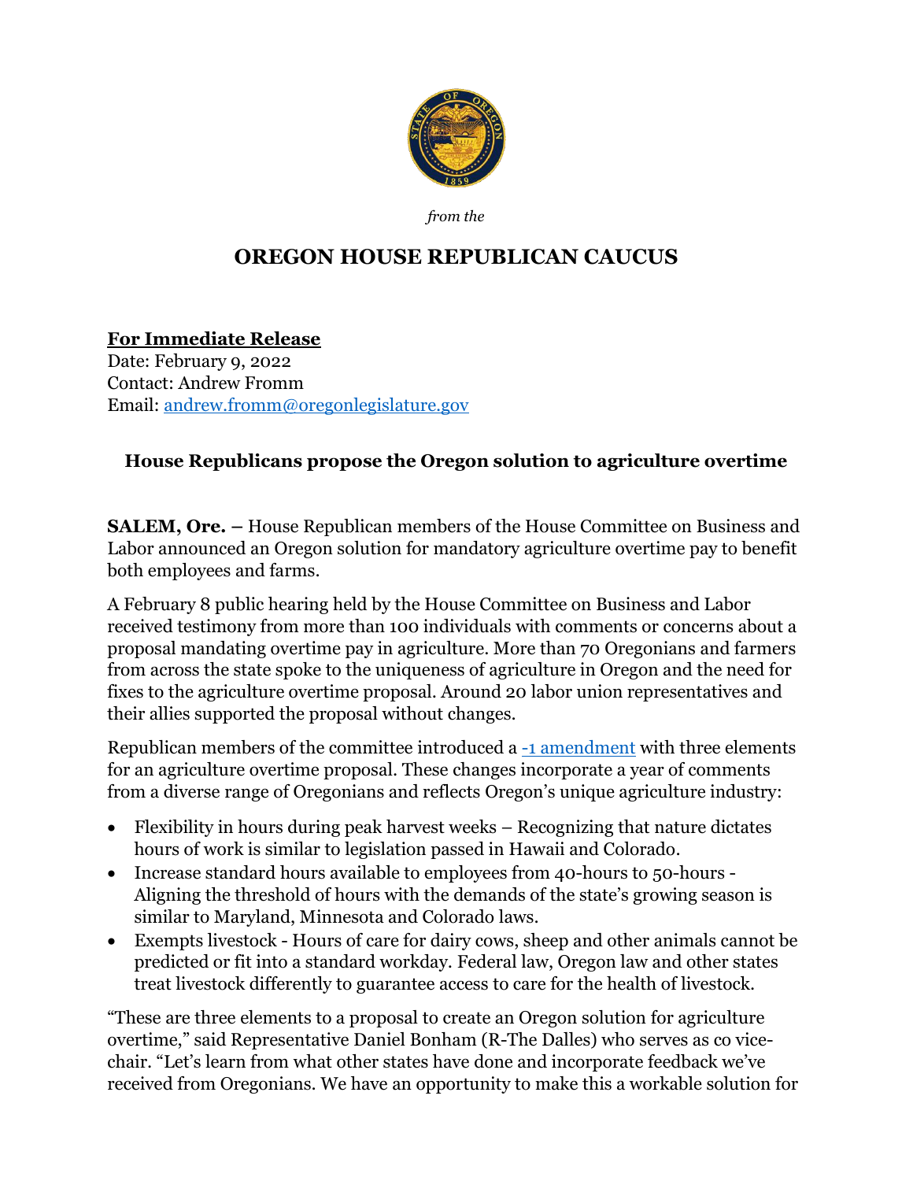*from the*

## OREGON HOUSE REPUBLICAN CAUCUS

**For Immediate Release**
Date: February 9, 2022
Contact: Andrew Fromm
Email: andrew.fromm@oregonlegislature.gov

### House Republicans propose the Oregon solution to agriculture overtime

**SALEM, Ore. –** House Republican members of the House Committee on Business and Labor announced an Oregon solution for mandatory agriculture overtime pay to benefit both employees and farms.

A February 8 public hearing held by the House Committee on Business and Labor received testimony from more than 100 individuals with comments or concerns about a proposal mandating overtime pay in agriculture. More than 70 Oregonians and farmers from across the state spoke to the uniqueness of agriculture in Oregon and the need for fixes to the agriculture overtime proposal. Around 20 labor union representatives and their allies supported the proposal without changes.

Republican members of the committee introduced a -1 amendment with three elements for an agriculture overtime proposal. These changes incorporate a year of comments from a diverse range of Oregonians and reflects Oregon's unique agriculture industry:

- Flexibility in hours during peak harvest weeks – Recognizing that nature dictates hours of work is similar to legislation passed in Hawaii and Colorado.
- Increase standard hours available to employees from 40-hours to 50-hours - Aligning the threshold of hours with the demands of the state's growing season is similar to Maryland, Minnesota and Colorado laws.
- Exempts livestock - Hours of care for dairy cows, sheep and other animals cannot be predicted or fit into a standard workday. Federal law, Oregon law and other states treat livestock differently to guarantee access to care for the health of livestock.

"These are three elements to a proposal to create an Oregon solution for agriculture overtime," said Representative Daniel Bonham (R-The Dalles) who serves as co vice-chair. "Let's learn from what other states have done and incorporate feedback we've received from Oregonians. We have an opportunity to make this a workable solution for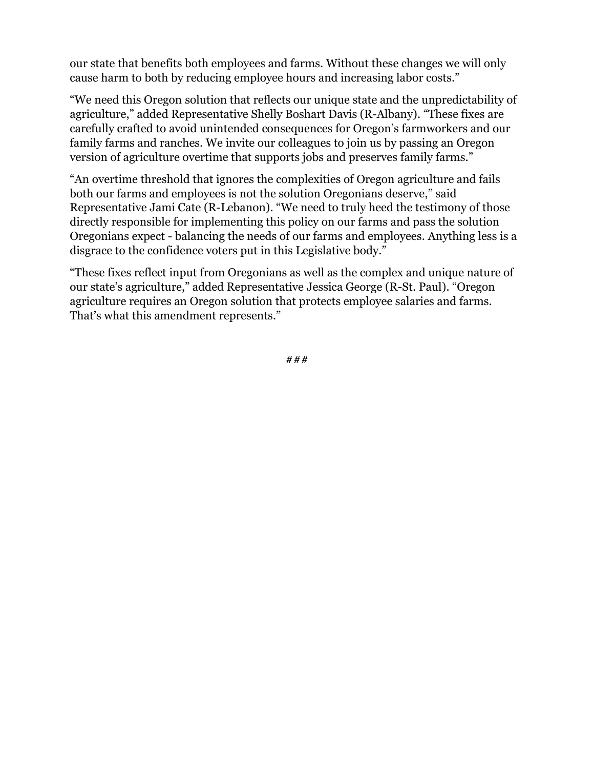our state that benefits both employees and farms. Without these changes we will only cause harm to both by reducing employee hours and increasing labor costs."

"We need this Oregon solution that reflects our unique state and the unpredictability of agriculture," added Representative Shelly Boshart Davis (R-Albany). "These fixes are carefully crafted to avoid unintended consequences for Oregon's farmworkers and our family farms and ranches. We invite our colleagues to join us by passing an Oregon version of agriculture overtime that supports jobs and preserves family farms."

"An overtime threshold that ignores the complexities of Oregon agriculture and fails both our farms and employees is not the solution Oregonians deserve," said Representative Jami Cate (R-Lebanon). "We need to truly heed the testimony of those directly responsible for implementing this policy on our farms and pass the solution Oregonians expect - balancing the needs of our farms and employees. Anything less is a disgrace to the confidence voters put in this Legislative body."

"These fixes reflect input from Oregonians as well as the complex and unique nature of our state's agriculture," added Representative Jessica George (R-St. Paul). "Oregon agriculture requires an Oregon solution that protects employee salaries and farms. That's what this amendment represents."

# # #